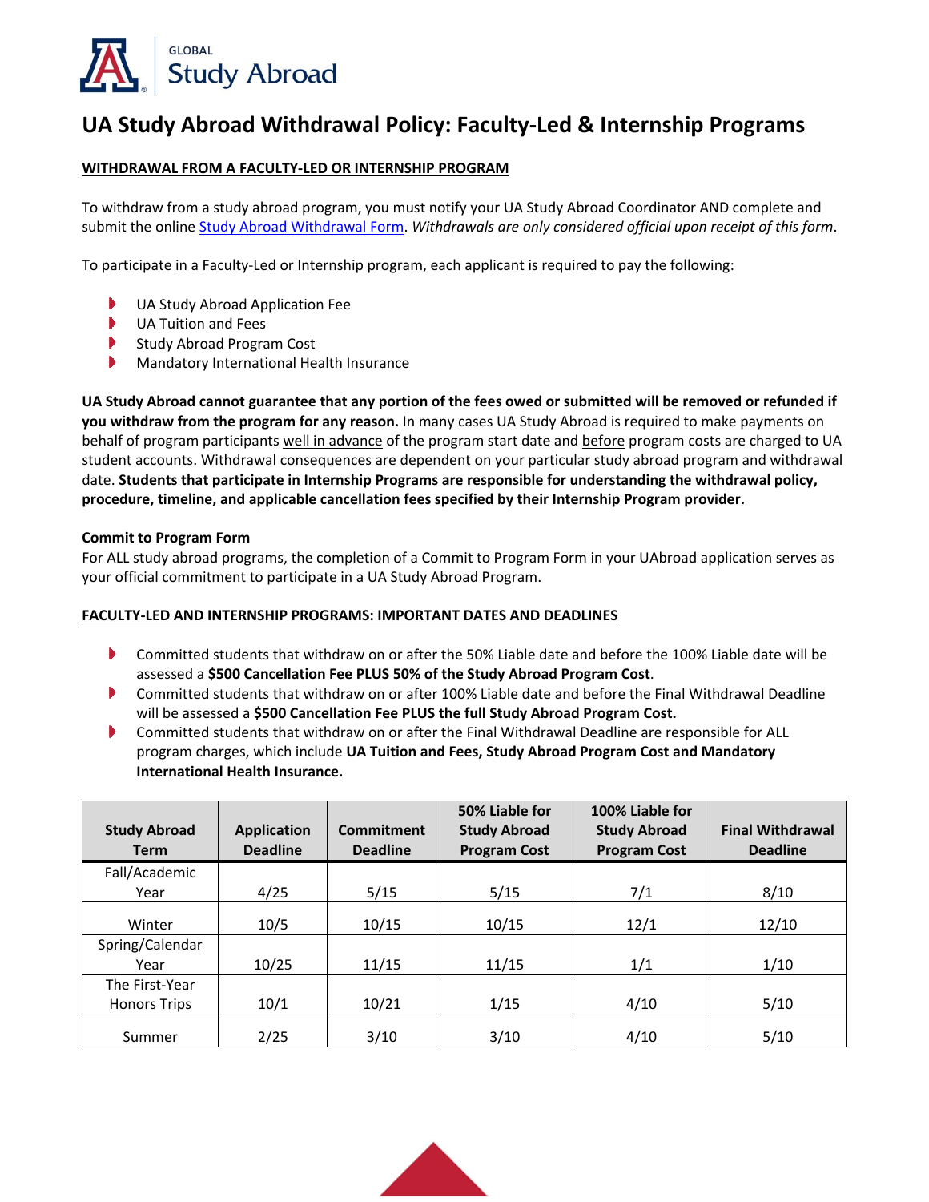GLOBAL
Study Abroad

# UA Study Abroad Withdrawal Policy: Faculty-Led & Internship Programs

## WITHDRAWAL FROM A FACULTY-LED OR INTERNSHIP PROGRAM

To withdraw from a study abroad program, you must notify your UA Study Abroad Coordinator AND complete and submit the online Study Abroad Withdrawal Form. *Withdrawals are only considered official upon receipt of this form*.

To participate in a Faculty-Led or Internship program, each applicant is required to pay the following:

- UA Study Abroad Application Fee
- UA Tuition and Fees
- Study Abroad Program Cost
- Mandatory International Health Insurance

**UA Study Abroad cannot guarantee that any portion of the fees owed or submitted will be removed or refunded if you withdraw from the program for any reason.** In many cases UA Study Abroad is required to make payments on behalf of program participants well in advance of the program start date and before program costs are charged to UA student accounts. Withdrawal consequences are dependent on your particular study abroad program and withdrawal date. **Students that participate in Internship Programs are responsible for understanding the withdrawal policy, procedure, timeline, and applicable cancellation fees specified by their Internship Program provider.**

**Commit to Program Form**

For ALL study abroad programs, the completion of a Commit to Program Form in your UAbroad application serves as your official commitment to participate in a UA Study Abroad Program.

## FACULTY-LED AND INTERNSHIP PROGRAMS: IMPORTANT DATES AND DEADLINES

- Committed students that withdraw on or after the 50% Liable date and before the 100% Liable date will be assessed a **$500 Cancellation Fee PLUS 50% of the Study Abroad Program Cost**.
- Committed students that withdraw on or after 100% Liable date and before the Final Withdrawal Deadline will be assessed a **$500 Cancellation Fee PLUS the full Study Abroad Program Cost.**
- Committed students that withdraw on or after the Final Withdrawal Deadline are responsible for ALL program charges, which include **UA Tuition and Fees, Study Abroad Program Cost and Mandatory International Health Insurance.**

| Study Abroad Term | Application Deadline | Commitment Deadline | 50% Liable for Study Abroad Program Cost | 100% Liable for Study Abroad Program Cost | Final Withdrawal Deadline |
|---|---|---|---|---|---|
| Fall/Academic Year | 4/25 | 5/15 | 5/15 | 7/1 | 8/10 |
| Winter | 10/5 | 10/15 | 10/15 | 12/1 | 12/10 |
| Spring/Calendar Year | 10/25 | 11/15 | 11/15 | 1/1 | 1/10 |
| The First-Year Honors Trips | 10/1 | 10/21 | 1/15 | 4/10 | 5/10 |
| Summer | 2/25 | 3/10 | 3/10 | 4/10 | 5/10 |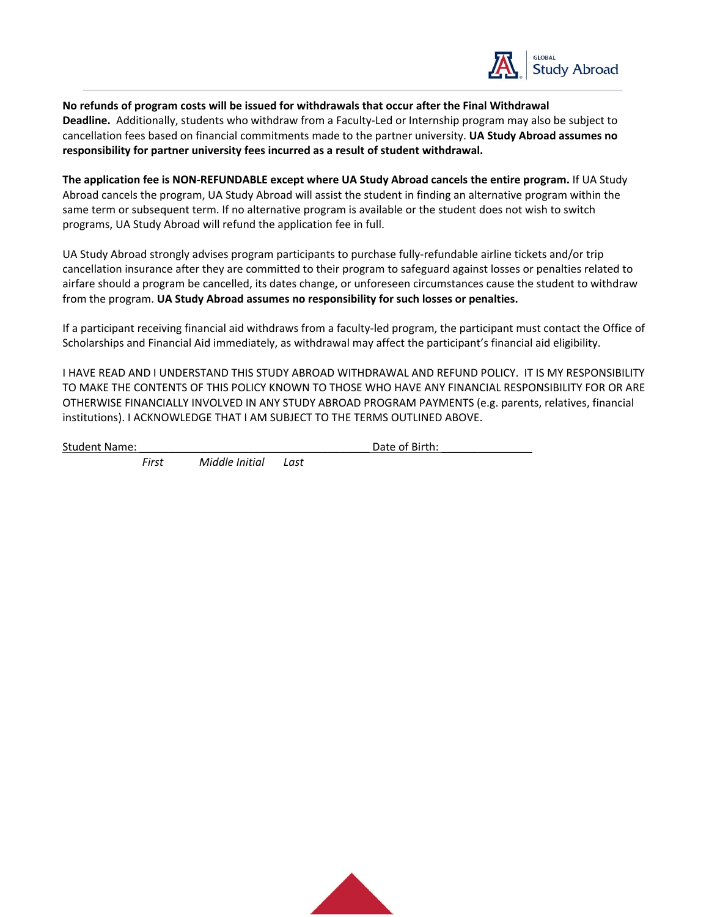**No refunds of program costs will be issued for withdrawals that occur after the Final Withdrawal Deadline.** Additionally, students who withdraw from a Faculty-Led or Internship program may also be subject to cancellation fees based on financial commitments made to the partner university. **UA Study Abroad assumes no responsibility for partner university fees incurred as a result of student withdrawal.**

**The application fee is NON-REFUNDABLE except where UA Study Abroad cancels the entire program.** If UA Study Abroad cancels the program, UA Study Abroad will assist the student in finding an alternative program within the same term or subsequent term. If no alternative program is available or the student does not wish to switch programs, UA Study Abroad will refund the application fee in full.

UA Study Abroad strongly advises program participants to purchase fully-refundable airline tickets and/or trip cancellation insurance after they are committed to their program to safeguard against losses or penalties related to airfare should a program be cancelled, its dates change, or unforeseen circumstances cause the student to withdraw from the program. **UA Study Abroad assumes no responsibility for such losses or penalties.**

If a participant receiving financial aid withdraws from a faculty-led program, the participant must contact the Office of Scholarships and Financial Aid immediately, as withdrawal may affect the participant's financial aid eligibility.

I HAVE READ AND I UNDERSTAND THIS STUDY ABROAD WITHDRAWAL AND REFUND POLICY. IT IS MY RESPONSIBILITY TO MAKE THE CONTENTS OF THIS POLICY KNOWN TO THOSE WHO HAVE ANY FINANCIAL RESPONSIBILITY FOR OR ARE OTHERWISE FINANCIALLY INVOLVED IN ANY STUDY ABROAD PROGRAM PAYMENTS (e.g. parents, relatives, financial institutions). I ACKNOWLEDGE THAT I AM SUBJECT TO THE TERMS OUTLINED ABOVE.

Student Name: ____________________________________ Date of Birth: ______________

*First* *Middle Initial* *Last*